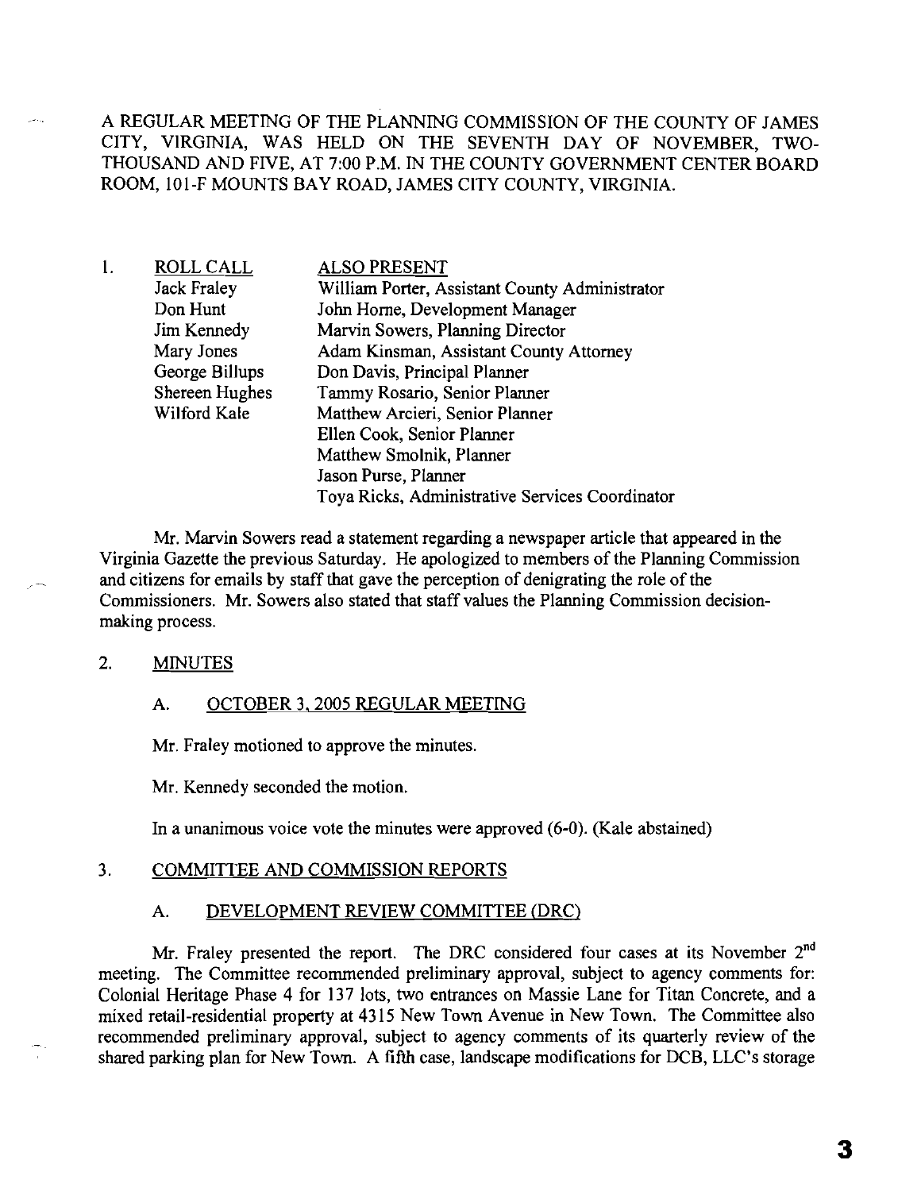A REGULAR MEETING OF THE PLANNING COMMISSION OF THE COUNTY OF JAMES CITY, VIRGINIA, WAS HELD ON THE SEVENTH DAY OF NOVEMBER, TWO-THOUSAND AND FIVE, AT 7:00 P.M. IN THE COUNTY GOVERNMENT CENTER BOARD ROOM, 101-F MOUNTS BAY ROAD, JAMES CITY COUNTY, VIRGINIA.

1. ROLL CALL

| ROLL CALL | ALSO PRESENT |
|---|---|
| Jack Fraley | William Porter, Assistant County Administrator |
| Don Hunt | John Horne, Development Manager |
| Jim Kennedy | Marvin Sowers, Planning Director |
| Mary Jones | Adam Kinsman, Assistant County Attorney |
| George Billups | Don Davis, Principal Planner |
| Shereen Hughes | Tammy Rosario, Senior Planner |
| Wilford Kale | Matthew Arcieri, Senior Planner |
| | Ellen Cook, Senior Planner |
| | Matthew Smolnik, Planner |
| | Jason Purse, Planner |
| | Toya Ricks, Administrative Services Coordinator |

Mr. Marvin Sowers read a statement regarding a newspaper article that appeared in the Virginia Gazette the previous Saturday. He apologized to members of the Planning Commission and citizens for emails by staff that gave the perception of denigrating the role of the Commissioners. Mr. Sowers also stated that staff values the Planning Commission decision-making process.

2. MINUTES

A. OCTOBER 3, 2005 REGULAR MEETING

Mr. Fraley motioned to approve the minutes.

Mr. Kennedy seconded the motion.

In a unanimous voice vote the minutes were approved (6-0). (Kale abstained)

3. COMMITTEE AND COMMISSION REPORTS

A. DEVELOPMENT REVIEW COMMITTEE (DRC)

Mr. Fraley presented the report. The DRC considered four cases at its November 2nd meeting. The Committee recommended preliminary approval, subject to agency comments for: Colonial Heritage Phase 4 for 137 lots, two entrances on Massie Lane for Titan Concrete, and a mixed retail-residential property at 4315 New Town Avenue in New Town. The Committee also recommended preliminary approval, subject to agency comments of its quarterly review of the shared parking plan for New Town. A fifth case, landscape modifications for DCB, LLC's storage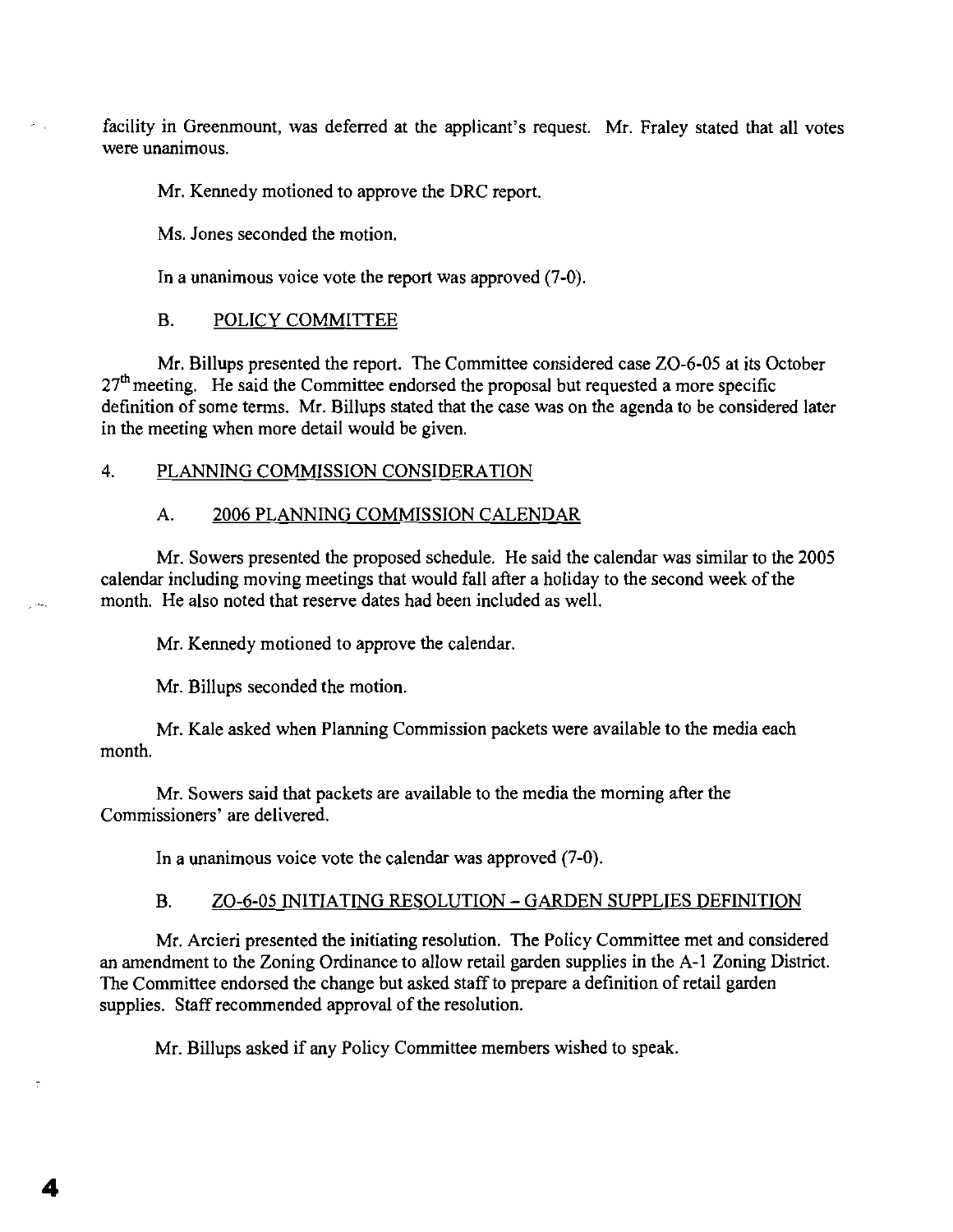facility in Greenmount, was deferred at the applicant's request. Mr. Fraley stated that all votes were unanimous.

Mr. Kennedy motioned to approve the DRC report.

Ms. Jones seconded the motion.

In a unanimous voice vote the report was approved (7-0).

### B. POLICY COMMITTEE

Mr. Billups presented the report. The Committee considered case ZO-6-05 at its October 27th meeting. He said the Committee endorsed the proposal but requested a more specific definition of some terms. Mr. Billups stated that the case was on the agenda to be considered later in the meeting when more detail would be given.

## 4. PLANNING COMMISSION CONSIDERATION

### A. 2006 PLANNING COMMISSION CALENDAR

Mr. Sowers presented the proposed schedule. He said the calendar was similar to the 2005 calendar including moving meetings that would fall after a holiday to the second week of the month. He also noted that reserve dates had been included as well.

Mr. Kennedy motioned to approve the calendar.

Mr. Billups seconded the motion.

Mr. Kale asked when Planning Commission packets were available to the media each month.

Mr. Sowers said that packets are available to the media the morning after the Commissioners' are delivered.

In a unanimous voice vote the calendar was approved (7-0).

### B. ZO-6-05 INITIATING RESOLUTION – GARDEN SUPPLIES DEFINITION

Mr. Arcieri presented the initiating resolution. The Policy Committee met and considered an amendment to the Zoning Ordinance to allow retail garden supplies in the A-1 Zoning District. The Committee endorsed the change but asked staff to prepare a definition of retail garden supplies. Staff recommended approval of the resolution.

Mr. Billups asked if any Policy Committee members wished to speak.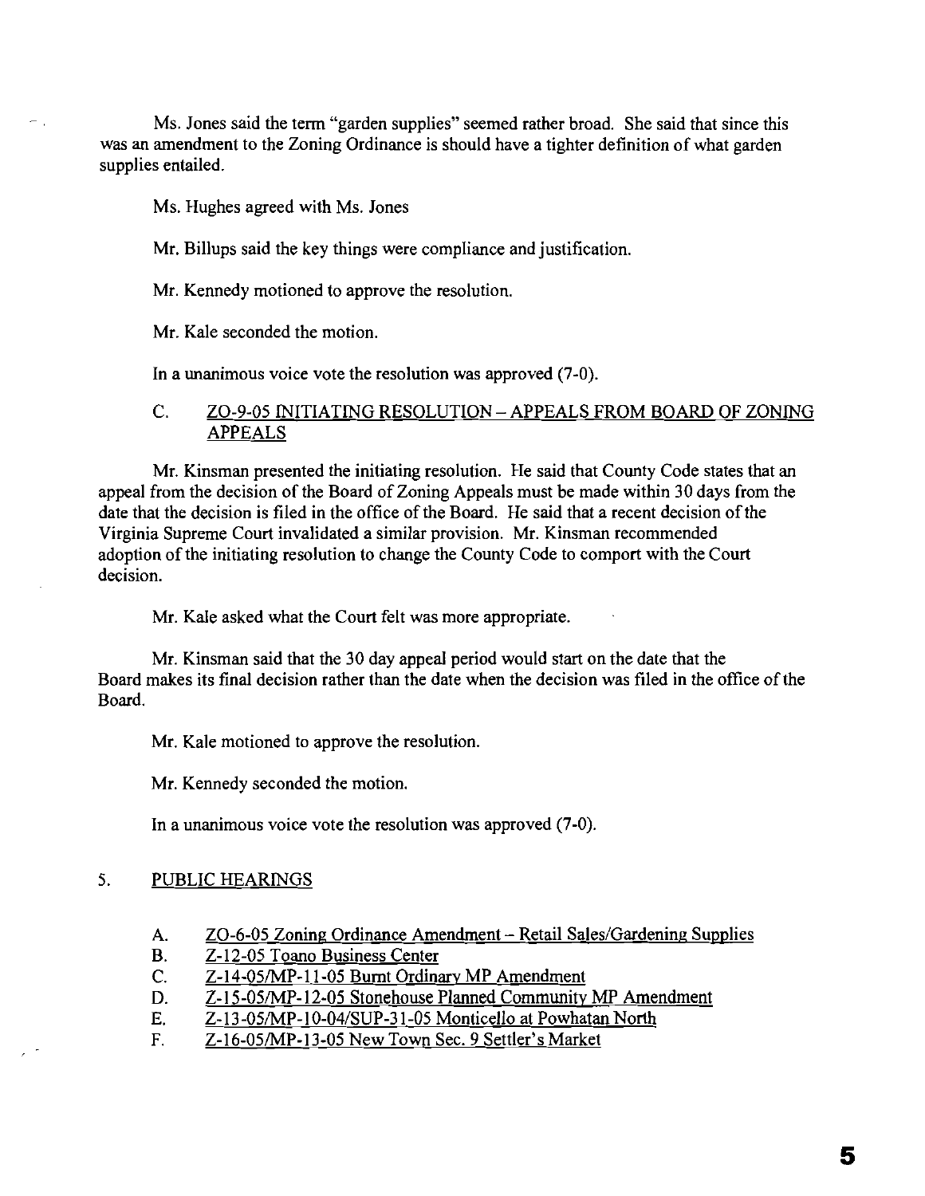Ms. Jones said the term "garden supplies" seemed rather broad. She said that since this was an amendment to the Zoning Ordinance is should have a tighter definition of what garden supplies entailed.

Ms. Hughes agreed with Ms. Jones

Mr. Billups said the key things were compliance and justification.

Mr. Kennedy motioned to approve the resolution.

Mr. Kale seconded the motion.

In a unanimous voice vote the resolution was approved (7-0).

C. ZO-9-05 INITIATING RESOLUTION – APPEALS FROM BOARD OF ZONING APPEALS

Mr. Kinsman presented the initiating resolution. He said that County Code states that an appeal from the decision of the Board of Zoning Appeals must be made within 30 days from the date that the decision is filed in the office of the Board. He said that a recent decision of the Virginia Supreme Court invalidated a similar provision. Mr. Kinsman recommended adoption of the initiating resolution to change the County Code to comport with the Court decision.

Mr. Kale asked what the Court felt was more appropriate.

Mr. Kinsman said that the 30 day appeal period would start on the date that the Board makes its final decision rather than the date when the decision was filed in the office of the Board.

Mr. Kale motioned to approve the resolution.

Mr. Kennedy seconded the motion.

In a unanimous voice vote the resolution was approved (7-0).

5. PUBLIC HEARINGS

A. ZO-6-05 Zoning Ordinance Amendment – Retail Sales/Gardening Supplies
B. Z-12-05 Toano Business Center
C. Z-14-05/MP-11-05 Burnt Ordinary MP Amendment
D. Z-15-05/MP-12-05 Stonehouse Planned Community MP Amendment
E. Z-13-05/MP-10-04/SUP-31-05 Monticello at Powhatan North
F. Z-16-05/MP-13-05 New Town Sec. 9 Settler's Market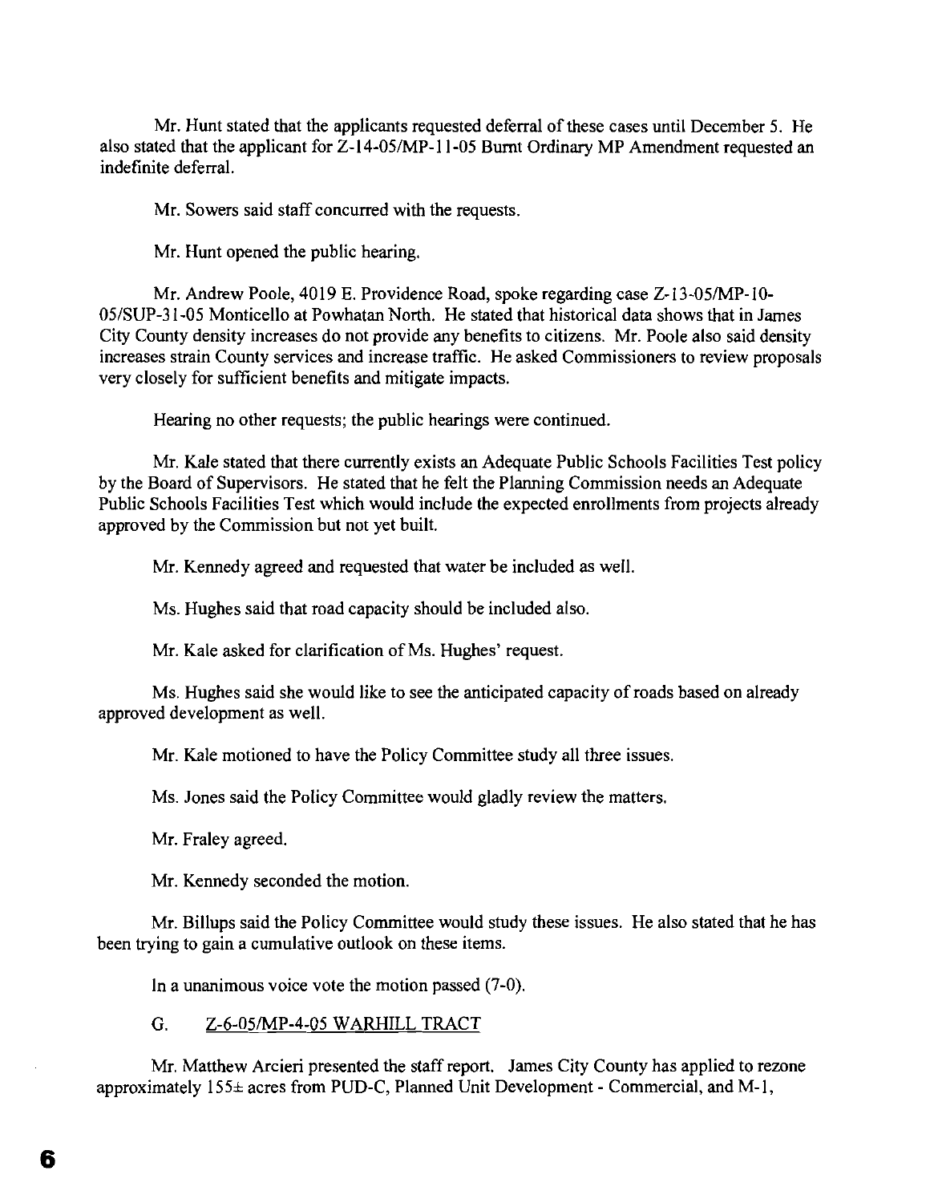Mr. Hunt stated that the applicants requested deferral of these cases until December 5. He also stated that the applicant for Z-14-05/MP-11-05 Burnt Ordinary MP Amendment requested an indefinite deferral.

Mr. Sowers said staff concurred with the requests.

Mr. Hunt opened the public hearing.

Mr. Andrew Poole, 4019 E. Providence Road, spoke regarding case Z-13-05/MP-10-05/SUP-31-05 Monticello at Powhatan North. He stated that historical data shows that in James City County density increases do not provide any benefits to citizens. Mr. Poole also said density increases strain County services and increase traffic. He asked Commissioners to review proposals very closely for sufficient benefits and mitigate impacts.

Hearing no other requests; the public hearings were continued.

Mr. Kale stated that there currently exists an Adequate Public Schools Facilities Test policy by the Board of Supervisors. He stated that he felt the Planning Commission needs an Adequate Public Schools Facilities Test which would include the expected enrollments from projects already approved by the Commission but not yet built.

Mr. Kennedy agreed and requested that water be included as well.

Ms. Hughes said that road capacity should be included also.

Mr. Kale asked for clarification of Ms. Hughes' request.

Ms. Hughes said she would like to see the anticipated capacity of roads based on already approved development as well.

Mr. Kale motioned to have the Policy Committee study all three issues.

Ms. Jones said the Policy Committee would gladly review the matters.

Mr. Fraley agreed.

Mr. Kennedy seconded the motion.

Mr. Billups said the Policy Committee would study these issues. He also stated that he has been trying to gain a cumulative outlook on these items.

In a unanimous voice vote the motion passed (7-0).

G. Z-6-05/MP-4-05 WARHILL TRACT

Mr. Matthew Arcieri presented the staff report. James City County has applied to rezone approximately 155± acres from PUD-C, Planned Unit Development - Commercial, and M-1,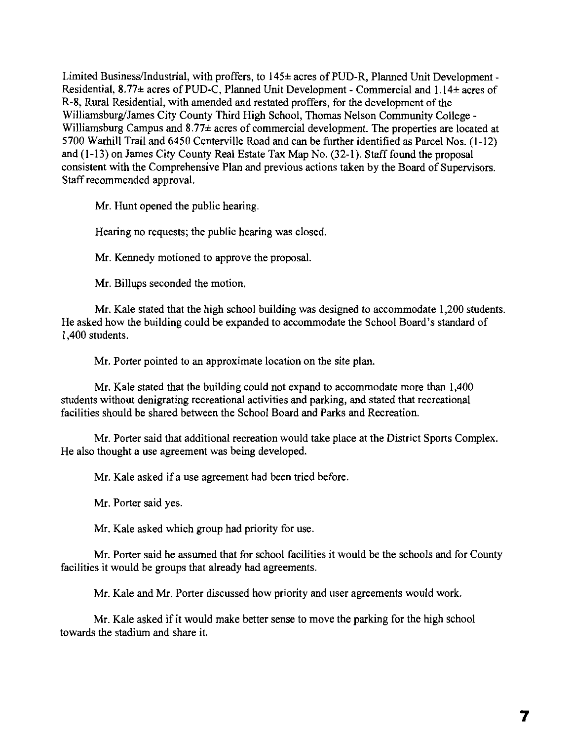Limited Business/Industrial, with proffers, to 145± acres of PUD-R, Planned Unit Development - Residential, 8.77± acres of PUD-C, Planned Unit Development - Commercial and 1.14± acres of R-8, Rural Residential, with amended and restated proffers, for the development of the Williamsburg/James City County Third High School, Thomas Nelson Community College - Williamsburg Campus and 8.77± acres of commercial development. The properties are located at 5700 Warhill Trail and 6450 Centerville Road and can be further identified as Parcel Nos. (1-12) and (1-13) on James City County Real Estate Tax Map No. (32-1). Staff found the proposal consistent with the Comprehensive Plan and previous actions taken by the Board of Supervisors. Staff recommended approval.

Mr. Hunt opened the public hearing.

Hearing no requests; the public hearing was closed.

Mr. Kennedy motioned to approve the proposal.

Mr. Billups seconded the motion.

Mr. Kale stated that the high school building was designed to accommodate 1,200 students. He asked how the building could be expanded to accommodate the School Board's standard of 1,400 students.

Mr. Porter pointed to an approximate location on the site plan.

Mr. Kale stated that the building could not expand to accommodate more than 1,400 students without denigrating recreational activities and parking, and stated that recreational facilities should be shared between the School Board and Parks and Recreation.

Mr. Porter said that additional recreation would take place at the District Sports Complex. He also thought a use agreement was being developed.

Mr. Kale asked if a use agreement had been tried before.

Mr. Porter said yes.

Mr. Kale asked which group had priority for use.

Mr. Porter said he assumed that for school facilities it would be the schools and for County facilities it would be groups that already had agreements.

Mr. Kale and Mr. Porter discussed how priority and user agreements would work.

Mr. Kale asked if it would make better sense to move the parking for the high school towards the stadium and share it.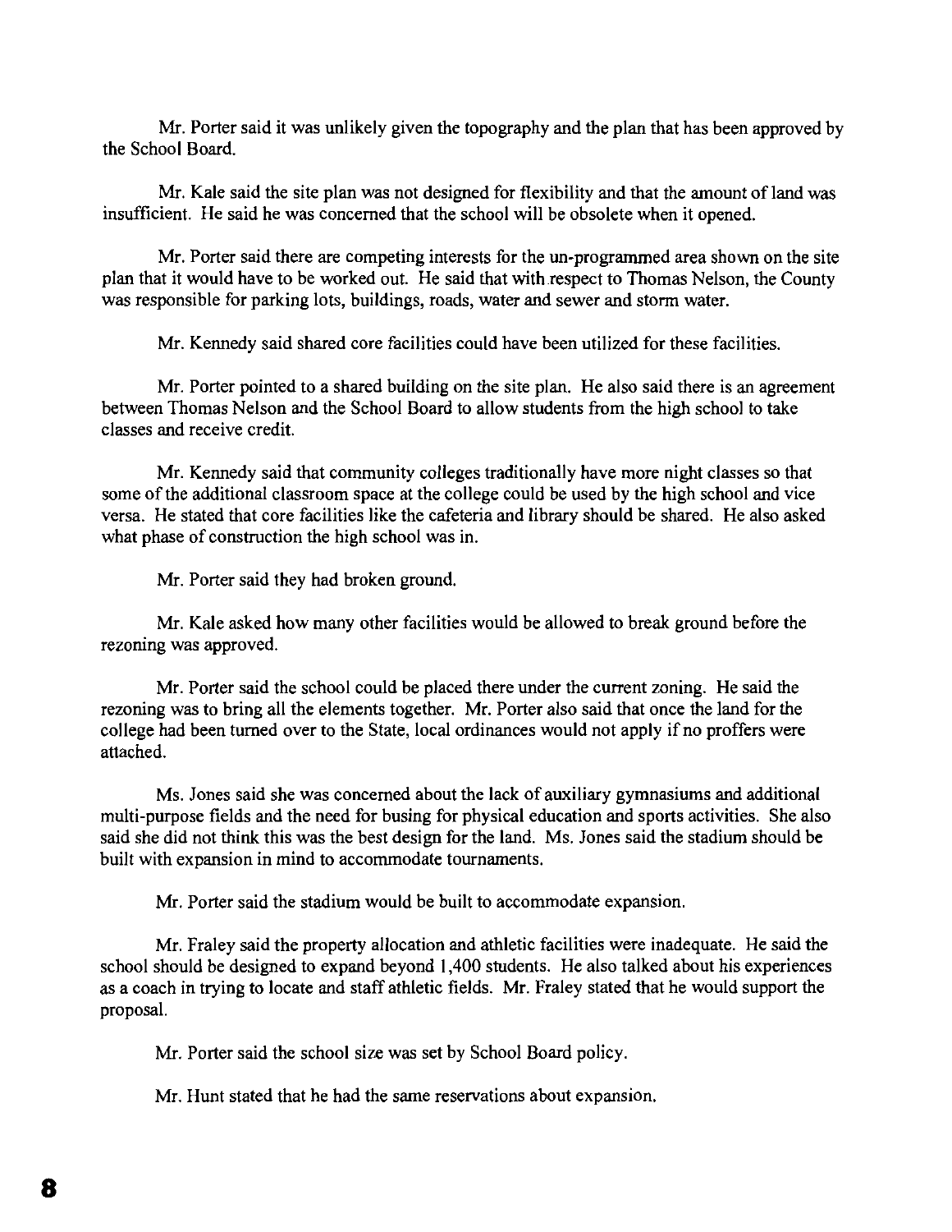Mr. Porter said it was unlikely given the topography and the plan that has been approved by the School Board.

Mr. Kale said the site plan was not designed for flexibility and that the amount of land was insufficient. He said he was concerned that the school will be obsolete when it opened.

Mr. Porter said there are competing interests for the un-programmed area shown on the site plan that it would have to be worked out. He said that with respect to Thomas Nelson, the County was responsible for parking lots, buildings, roads, water and sewer and storm water.

Mr. Kennedy said shared core facilities could have been utilized for these facilities.

Mr. Porter pointed to a shared building on the site plan. He also said there is an agreement between Thomas Nelson and the School Board to allow students from the high school to take classes and receive credit.

Mr. Kennedy said that community colleges traditionally have more night classes so that some of the additional classroom space at the college could be used by the high school and vice versa. He stated that core facilities like the cafeteria and library should be shared. He also asked what phase of construction the high school was in.

Mr. Porter said they had broken ground.

Mr. Kale asked how many other facilities would be allowed to break ground before the rezoning was approved.

Mr. Porter said the school could be placed there under the current zoning. He said the rezoning was to bring all the elements together. Mr. Porter also said that once the land for the college had been turned over to the State, local ordinances would not apply if no proffers were attached.

Ms. Jones said she was concerned about the lack of auxiliary gymnasiums and additional multi-purpose fields and the need for busing for physical education and sports activities. She also said she did not think this was the best design for the land. Ms. Jones said the stadium should be built with expansion in mind to accommodate tournaments.

Mr. Porter said the stadium would be built to accommodate expansion.

Mr. Fraley said the property allocation and athletic facilities were inadequate. He said the school should be designed to expand beyond 1,400 students. He also talked about his experiences as a coach in trying to locate and staff athletic fields. Mr. Fraley stated that he would support the proposal.

Mr. Porter said the school size was set by School Board policy.

Mr. Hunt stated that he had the same reservations about expansion.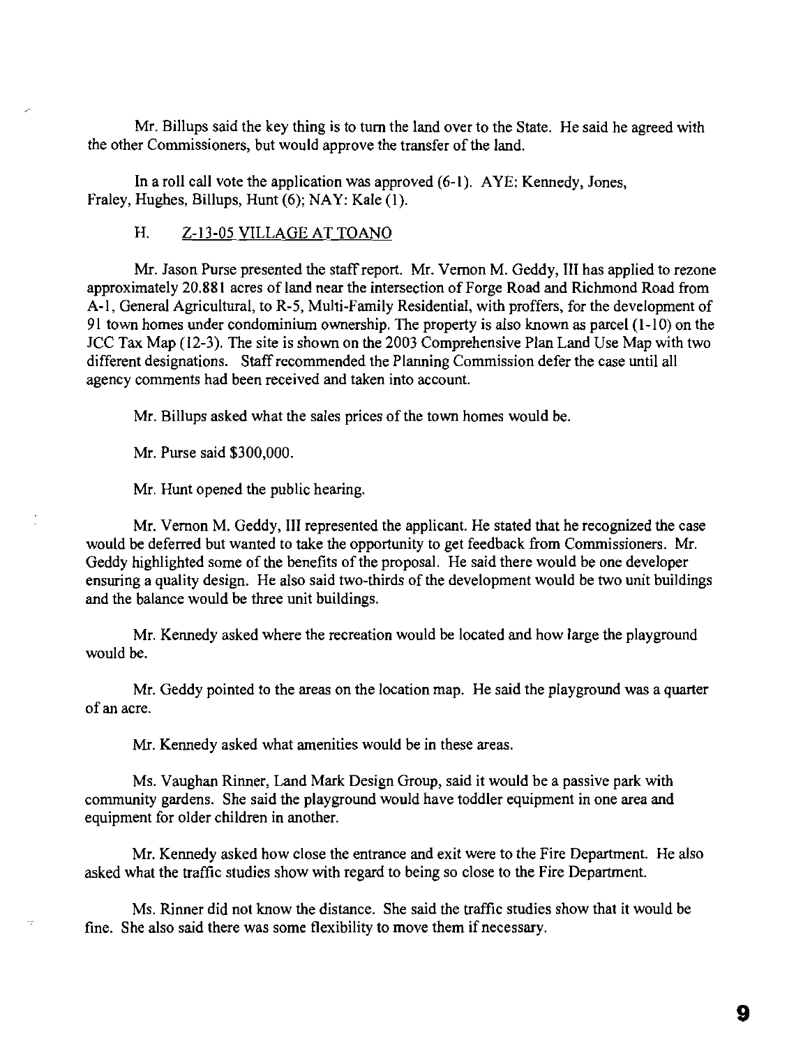Mr. Billups said the key thing is to turn the land over to the State. He said he agreed with the other Commissioners, but would approve the transfer of the land.

In a roll call vote the application was approved (6-1). AYE: Kennedy, Jones, Fraley, Hughes, Billups, Hunt (6); NAY: Kale (1).

### H. Z-13-05 VILLAGE AT TOANO

Mr. Jason Purse presented the staff report. Mr. Vernon M. Geddy, III has applied to rezone approximately 20.881 acres of land near the intersection of Forge Road and Richmond Road from A-1, General Agricultural, to R-5, Multi-Family Residential, with proffers, for the development of 91 town homes under condominium ownership. The property is also known as parcel (1-10) on the JCC Tax Map (12-3). The site is shown on the 2003 Comprehensive Plan Land Use Map with two different designations. Staff recommended the Planning Commission defer the case until all agency comments had been received and taken into account.

Mr. Billups asked what the sales prices of the town homes would be.

Mr. Purse said $300,000.

Mr. Hunt opened the public hearing.

Mr. Vernon M. Geddy, III represented the applicant. He stated that he recognized the case would be deferred but wanted to take the opportunity to get feedback from Commissioners. Mr. Geddy highlighted some of the benefits of the proposal. He said there would be one developer ensuring a quality design. He also said two-thirds of the development would be two unit buildings and the balance would be three unit buildings.

Mr. Kennedy asked where the recreation would be located and how large the playground would be.

Mr. Geddy pointed to the areas on the location map. He said the playground was a quarter of an acre.

Mr. Kennedy asked what amenities would be in these areas.

Ms. Vaughan Rinner, Land Mark Design Group, said it would be a passive park with community gardens. She said the playground would have toddler equipment in one area and equipment for older children in another.

Mr. Kennedy asked how close the entrance and exit were to the Fire Department. He also asked what the traffic studies show with regard to being so close to the Fire Department.

Ms. Rinner did not know the distance. She said the traffic studies show that it would be fine. She also said there was some flexibility to move them if necessary.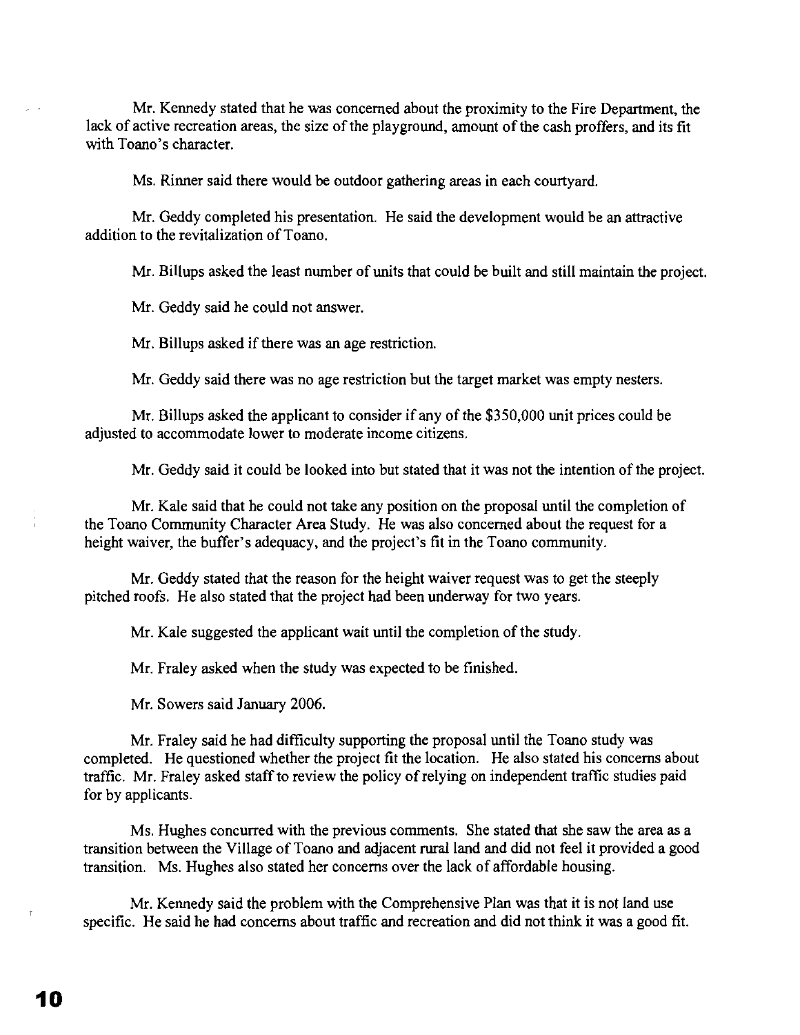Mr. Kennedy stated that he was concerned about the proximity to the Fire Department, the lack of active recreation areas, the size of the playground, amount of the cash proffers, and its fit with Toano's character.

Ms. Rinner said there would be outdoor gathering areas in each courtyard.

Mr. Geddy completed his presentation. He said the development would be an attractive addition to the revitalization of Toano.

Mr. Billups asked the least number of units that could be built and still maintain the project.

Mr. Geddy said he could not answer.

Mr. Billups asked if there was an age restriction.

Mr. Geddy said there was no age restriction but the target market was empty nesters.

Mr. Billups asked the applicant to consider if any of the $350,000 unit prices could be adjusted to accommodate lower to moderate income citizens.

Mr. Geddy said it could be looked into but stated that it was not the intention of the project.

Mr. Kale said that he could not take any position on the proposal until the completion of the Toano Community Character Area Study. He was also concerned about the request for a height waiver, the buffer's adequacy, and the project's fit in the Toano community.

Mr. Geddy stated that the reason for the height waiver request was to get the steeply pitched roofs. He also stated that the project had been underway for two years.

Mr. Kale suggested the applicant wait until the completion of the study.

Mr. Fraley asked when the study was expected to be finished.

Mr. Sowers said January 2006.

Mr. Fraley said he had difficulty supporting the proposal until the Toano study was completed. He questioned whether the project fit the location. He also stated his concerns about traffic. Mr. Fraley asked staff to review the policy of relying on independent traffic studies paid for by applicants.

Ms. Hughes concurred with the previous comments. She stated that she saw the area as a transition between the Village of Toano and adjacent rural land and did not feel it provided a good transition. Ms. Hughes also stated her concerns over the lack of affordable housing.

Mr. Kennedy said the problem with the Comprehensive Plan was that it is not land use specific. He said he had concerns about traffic and recreation and did not think it was a good fit.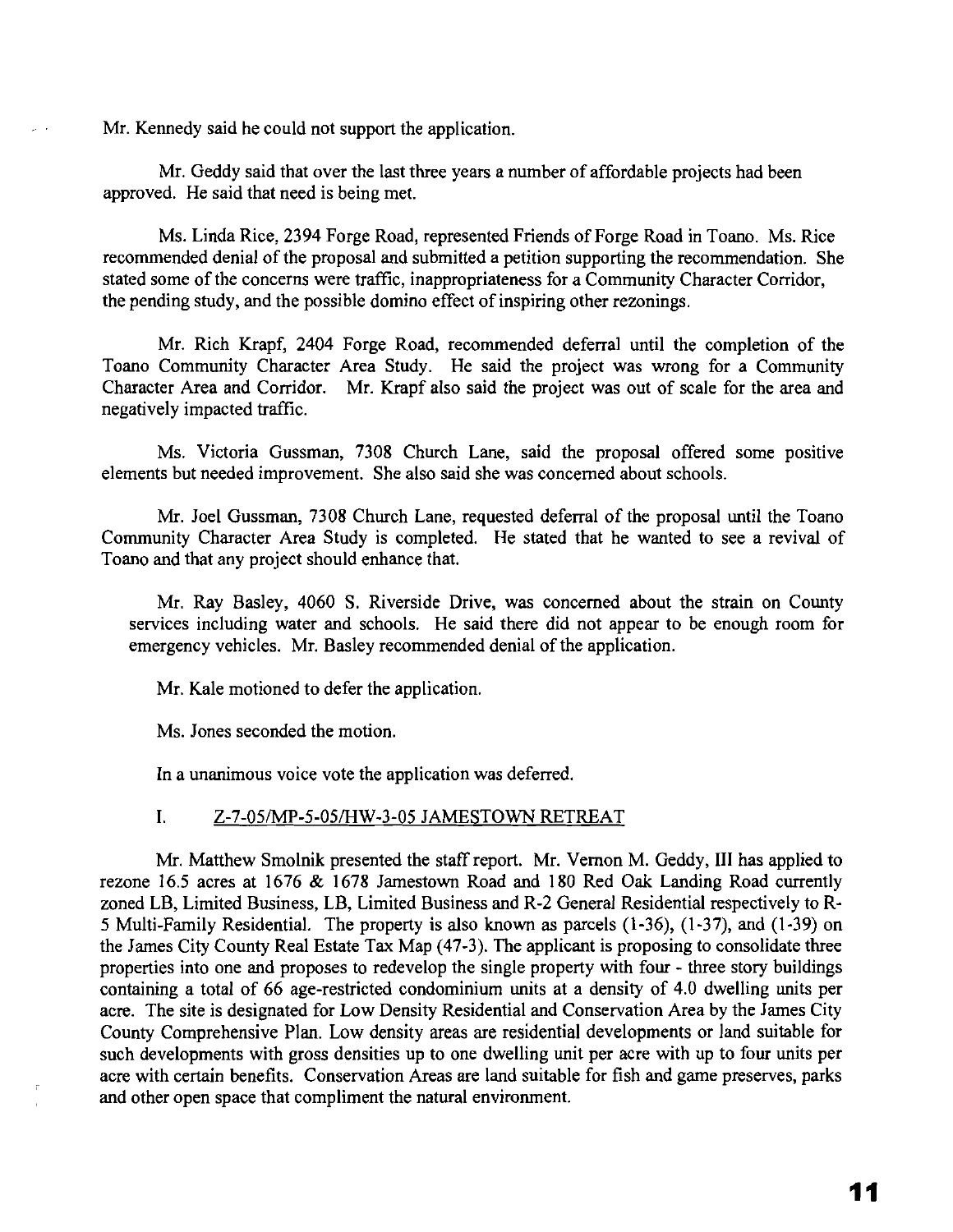Mr. Kennedy said he could not support the application.

Mr. Geddy said that over the last three years a number of affordable projects had been approved. He said that need is being met.

Ms. Linda Rice, 2394 Forge Road, represented Friends of Forge Road in Toano. Ms. Rice recommended denial of the proposal and submitted a petition supporting the recommendation. She stated some of the concerns were traffic, inappropriateness for a Community Character Corridor, the pending study, and the possible domino effect of inspiring other rezonings.

Mr. Rich Krapf, 2404 Forge Road, recommended deferral until the completion of the Toano Community Character Area Study. He said the project was wrong for a Community Character Area and Corridor. Mr. Krapf also said the project was out of scale for the area and negatively impacted traffic.

Ms. Victoria Gussman, 7308 Church Lane, said the proposal offered some positive elements but needed improvement. She also said she was concerned about schools.

Mr. Joel Gussman, 7308 Church Lane, requested deferral of the proposal until the Toano Community Character Area Study is completed. He stated that he wanted to see a revival of Toano and that any project should enhance that.

Mr. Ray Basley, 4060 S. Riverside Drive, was concerned about the strain on County services including water and schools. He said there did not appear to be enough room for emergency vehicles. Mr. Basley recommended denial of the application.

Mr. Kale motioned to defer the application.

Ms. Jones seconded the motion.

In a unanimous voice vote the application was deferred.

I. Z-7-05/MP-5-05/HW-3-05 JAMESTOWN RETREAT

Mr. Matthew Smolnik presented the staff report. Mr. Vernon M. Geddy, III has applied to rezone 16.5 acres at 1676 & 1678 Jamestown Road and 180 Red Oak Landing Road currently zoned LB, Limited Business, LB, Limited Business and R-2 General Residential respectively to R-5 Multi-Family Residential. The property is also known as parcels (1-36), (1-37), and (1-39) on the James City County Real Estate Tax Map (47-3). The applicant is proposing to consolidate three properties into one and proposes to redevelop the single property with four - three story buildings containing a total of 66 age-restricted condominium units at a density of 4.0 dwelling units per acre. The site is designated for Low Density Residential and Conservation Area by the James City County Comprehensive Plan. Low density areas are residential developments or land suitable for such developments with gross densities up to one dwelling unit per acre with up to four units per acre with certain benefits. Conservation Areas are land suitable for fish and game preserves, parks and other open space that compliment the natural environment.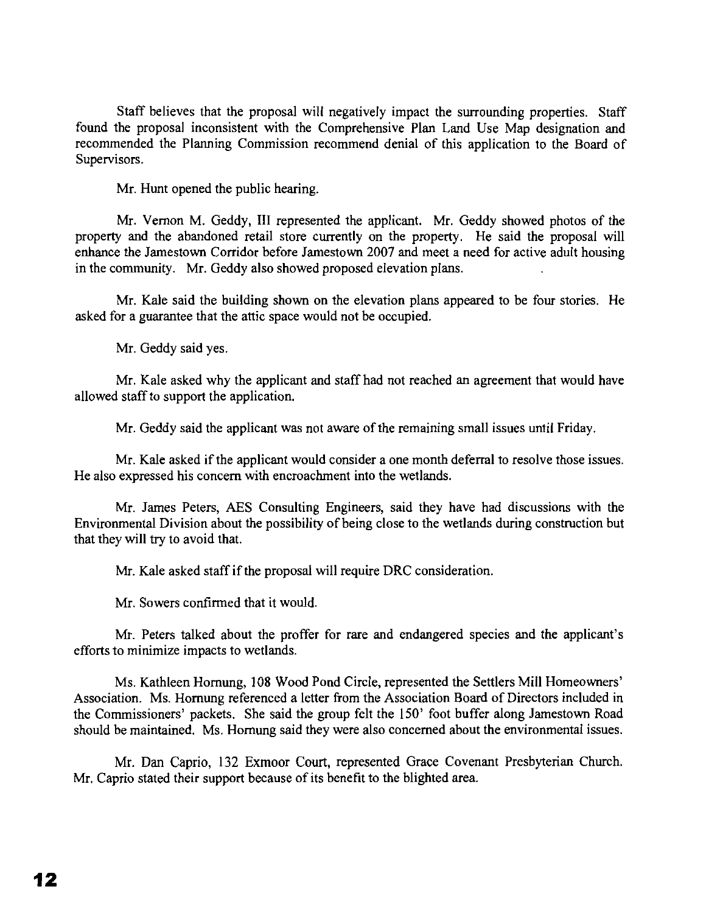Staff believes that the proposal will negatively impact the surrounding properties. Staff found the proposal inconsistent with the Comprehensive Plan Land Use Map designation and recommended the Planning Commission recommend denial of this application to the Board of Supervisors.

Mr. Hunt opened the public hearing.

Mr. Vernon M. Geddy, III represented the applicant. Mr. Geddy showed photos of the property and the abandoned retail store currently on the property. He said the proposal will enhance the Jamestown Corridor before Jamestown 2007 and meet a need for active adult housing in the community. Mr. Geddy also showed proposed elevation plans.

Mr. Kale said the building shown on the elevation plans appeared to be four stories. He asked for a guarantee that the attic space would not be occupied.

Mr. Geddy said yes.

Mr. Kale asked why the applicant and staff had not reached an agreement that would have allowed staff to support the application.

Mr. Geddy said the applicant was not aware of the remaining small issues until Friday.

Mr. Kale asked if the applicant would consider a one month deferral to resolve those issues. He also expressed his concern with encroachment into the wetlands.

Mr. James Peters, AES Consulting Engineers, said they have had discussions with the Environmental Division about the possibility of being close to the wetlands during construction but that they will try to avoid that.

Mr. Kale asked staff if the proposal will require DRC consideration.

Mr. Sowers confirmed that it would.

Mr. Peters talked about the proffer for rare and endangered species and the applicant's efforts to minimize impacts to wetlands.

Ms. Kathleen Hornung, 108 Wood Pond Circle, represented the Settlers Mill Homeowners' Association. Ms. Hornung referenced a letter from the Association Board of Directors included in the Commissioners' packets. She said the group felt the 150' foot buffer along Jamestown Road should be maintained. Ms. Hornung said they were also concerned about the environmental issues.

Mr. Dan Caprio, 132 Exmoor Court, represented Grace Covenant Presbyterian Church. Mr. Caprio stated their support because of its benefit to the blighted area.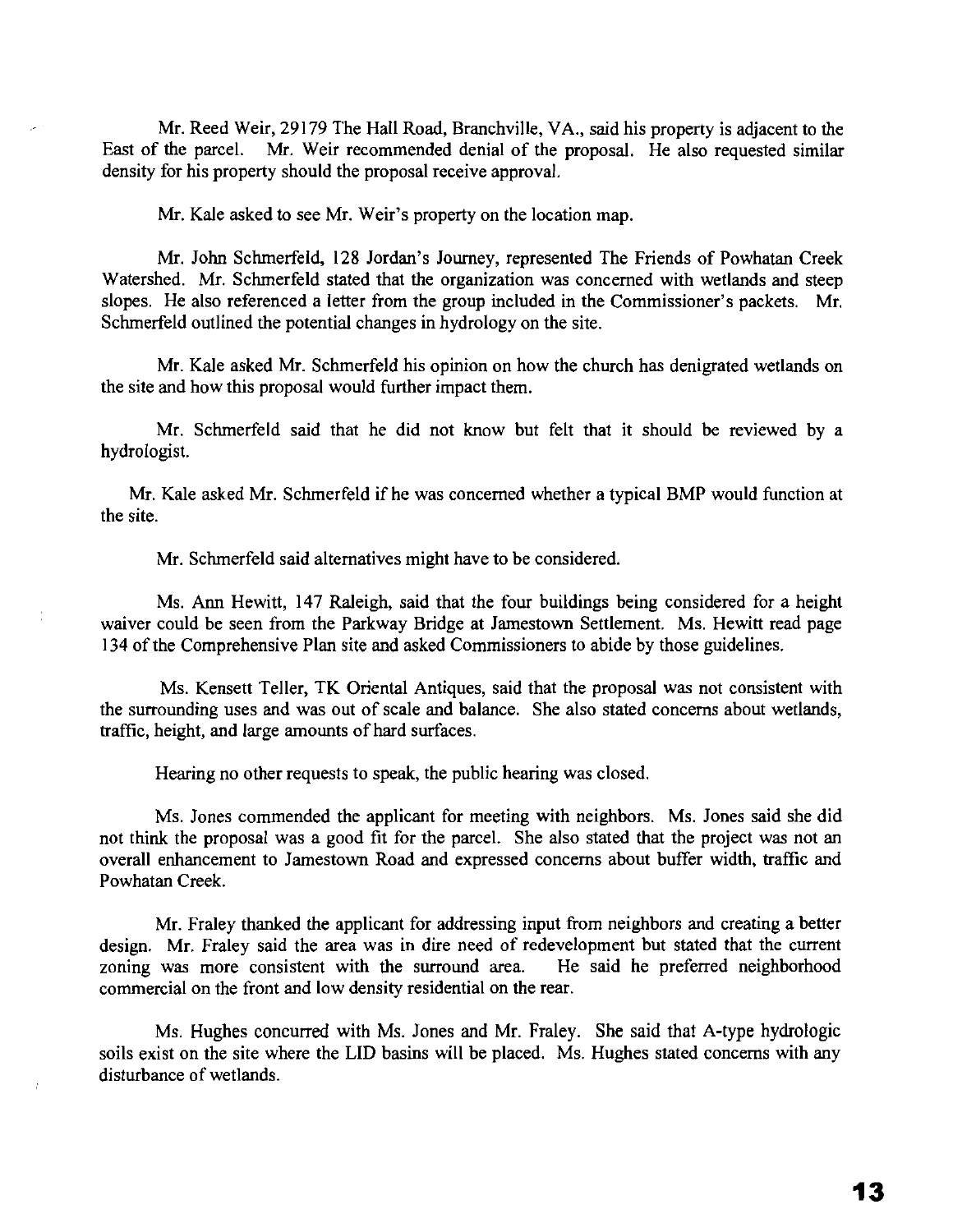Mr. Reed Weir, 29179 The Hall Road, Branchville, VA., said his property is adjacent to the East of the parcel. Mr. Weir recommended denial of the proposal. He also requested similar density for his property should the proposal receive approval.

Mr. Kale asked to see Mr. Weir's property on the location map.

Mr. John Schmerfeld, 128 Jordan's Journey, represented The Friends of Powhatan Creek Watershed. Mr. Schmerfeld stated that the organization was concerned with wetlands and steep slopes. He also referenced a letter from the group included in the Commissioner's packets. Mr. Schmerfeld outlined the potential changes in hydrology on the site.

Mr. Kale asked Mr. Schmerfeld his opinion on how the church has denigrated wetlands on the site and how this proposal would further impact them.

Mr. Schmerfeld said that he did not know but felt that it should be reviewed by a hydrologist.

Mr. Kale asked Mr. Schmerfeld if he was concerned whether a typical BMP would function at the site.

Mr. Schmerfeld said alternatives might have to be considered.

Ms. Ann Hewitt, 147 Raleigh, said that the four buildings being considered for a height waiver could be seen from the Parkway Bridge at Jamestown Settlement. Ms. Hewitt read page 134 of the Comprehensive Plan site and asked Commissioners to abide by those guidelines.

Ms. Kensett Teller, TK Oriental Antiques, said that the proposal was not consistent with the surrounding uses and was out of scale and balance. She also stated concerns about wetlands, traffic, height, and large amounts of hard surfaces.

Hearing no other requests to speak, the public hearing was closed.

Ms. Jones commended the applicant for meeting with neighbors. Ms. Jones said she did not think the proposal was a good fit for the parcel. She also stated that the project was not an overall enhancement to Jamestown Road and expressed concerns about buffer width, traffic and Powhatan Creek.

Mr. Fraley thanked the applicant for addressing input from neighbors and creating a better design. Mr. Fraley said the area was in dire need of redevelopment but stated that the current zoning was more consistent with the surround area. He said he preferred neighborhood commercial on the front and low density residential on the rear.

Ms. Hughes concurred with Ms. Jones and Mr. Fraley. She said that A-type hydrologic soils exist on the site where the LID basins will be placed. Ms. Hughes stated concerns with any disturbance of wetlands.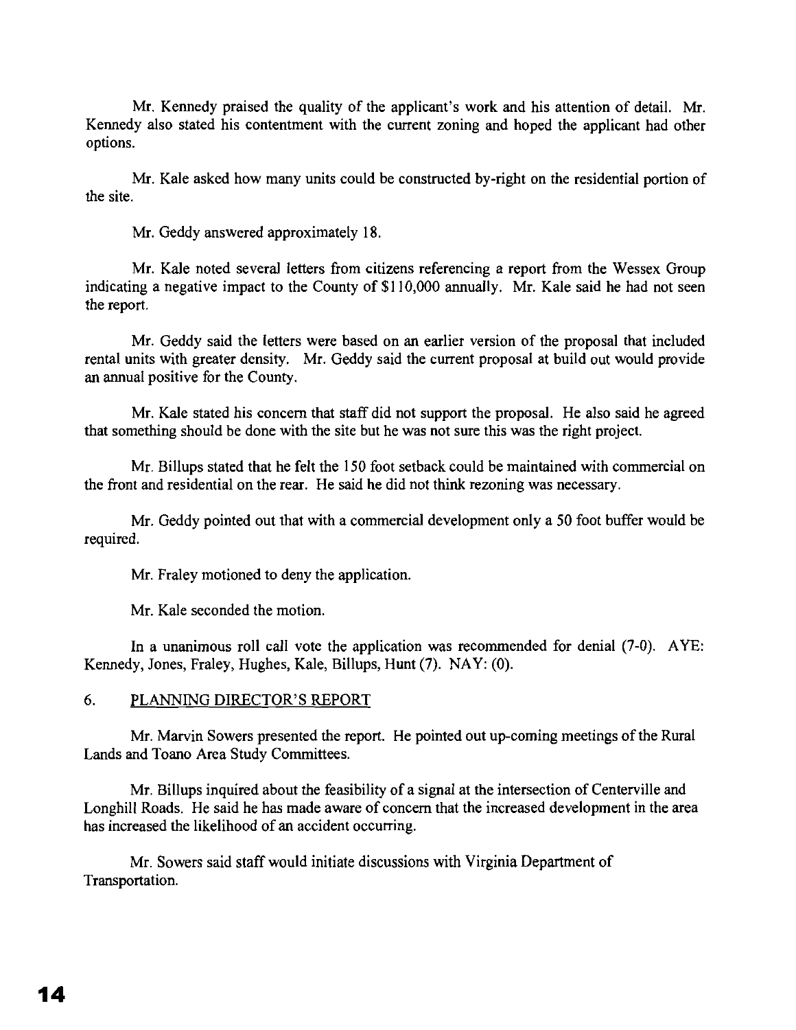Mr. Kennedy praised the quality of the applicant's work and his attention of detail. Mr. Kennedy also stated his contentment with the current zoning and hoped the applicant had other options.

Mr. Kale asked how many units could be constructed by-right on the residential portion of the site.

Mr. Geddy answered approximately 18.

Mr. Kale noted several letters from citizens referencing a report from the Wessex Group indicating a negative impact to the County of $110,000 annually. Mr. Kale said he had not seen the report.

Mr. Geddy said the letters were based on an earlier version of the proposal that included rental units with greater density. Mr. Geddy said the current proposal at build out would provide an annual positive for the County.

Mr. Kale stated his concern that staff did not support the proposal. He also said he agreed that something should be done with the site but he was not sure this was the right project.

Mr. Billups stated that he felt the 150 foot setback could be maintained with commercial on the front and residential on the rear. He said he did not think rezoning was necessary.

Mr. Geddy pointed out that with a commercial development only a 50 foot buffer would be required.

Mr. Fraley motioned to deny the application.

Mr. Kale seconded the motion.

In a unanimous roll call vote the application was recommended for denial (7-0). AYE: Kennedy, Jones, Fraley, Hughes, Kale, Billups, Hunt (7). NAY: (0).

6. PLANNING DIRECTOR'S REPORT

Mr. Marvin Sowers presented the report. He pointed out up-coming meetings of the Rural Lands and Toano Area Study Committees.

Mr. Billups inquired about the feasibility of a signal at the intersection of Centerville and Longhill Roads. He said he has made aware of concern that the increased development in the area has increased the likelihood of an accident occurring.

Mr. Sowers said staff would initiate discussions with Virginia Department of Transportation.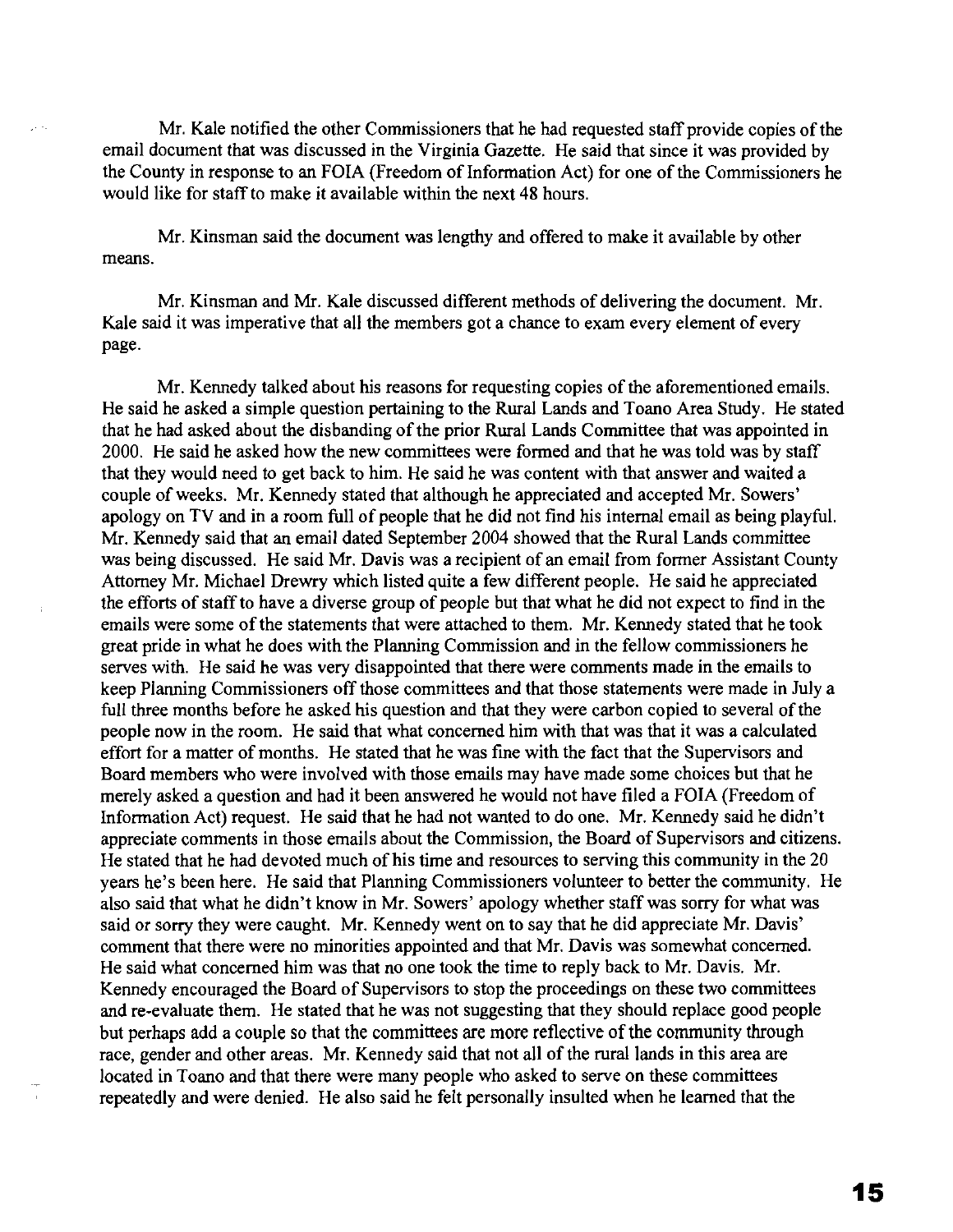Mr. Kale notified the other Commissioners that he had requested staff provide copies of the email document that was discussed in the Virginia Gazette. He said that since it was provided by the County in response to an FOIA (Freedom of Information Act) for one of the Commissioners he would like for staff to make it available within the next 48 hours.

Mr. Kinsman said the document was lengthy and offered to make it available by other means.

Mr. Kinsman and Mr. Kale discussed different methods of delivering the document. Mr. Kale said it was imperative that all the members got a chance to exam every element of every page.

Mr. Kennedy talked about his reasons for requesting copies of the aforementioned emails. He said he asked a simple question pertaining to the Rural Lands and Toano Area Study. He stated that he had asked about the disbanding of the prior Rural Lands Committee that was appointed in 2000. He said he asked how the new committees were formed and that he was told was by staff that they would need to get back to him. He said he was content with that answer and waited a couple of weeks. Mr. Kennedy stated that although he appreciated and accepted Mr. Sowers' apology on TV and in a room full of people that he did not find his internal email as being playful. Mr. Kennedy said that an email dated September 2004 showed that the Rural Lands committee was being discussed. He said Mr. Davis was a recipient of an email from former Assistant County Attorney Mr. Michael Drewry which listed quite a few different people. He said he appreciated the efforts of staff to have a diverse group of people but that what he did not expect to find in the emails were some of the statements that were attached to them. Mr. Kennedy stated that he took great pride in what he does with the Planning Commission and in the fellow commissioners he serves with. He said he was very disappointed that there were comments made in the emails to keep Planning Commissioners off those committees and that those statements were made in July a full three months before he asked his question and that they were carbon copied to several of the people now in the room. He said that what concerned him with that was that it was a calculated effort for a matter of months. He stated that he was fine with the fact that the Supervisors and Board members who were involved with those emails may have made some choices but that he merely asked a question and had it been answered he would not have filed a FOIA (Freedom of Information Act) request. He said that he had not wanted to do one. Mr. Kennedy said he didn't appreciate comments in those emails about the Commission, the Board of Supervisors and citizens. He stated that he had devoted much of his time and resources to serving this community in the 20 years he's been here. He said that Planning Commissioners volunteer to better the community. He also said that what he didn't know in Mr. Sowers' apology whether staff was sorry for what was said or sorry they were caught. Mr. Kennedy went on to say that he did appreciate Mr. Davis' comment that there were no minorities appointed and that Mr. Davis was somewhat concerned. He said what concerned him was that no one took the time to reply back to Mr. Davis. Mr. Kennedy encouraged the Board of Supervisors to stop the proceedings on these two committees and re-evaluate them. He stated that he was not suggesting that they should replace good people but perhaps add a couple so that the committees are more reflective of the community through race, gender and other areas. Mr. Kennedy said that not all of the rural lands in this area are located in Toano and that there were many people who asked to serve on these committees repeatedly and were denied. He also said he felt personally insulted when he learned that the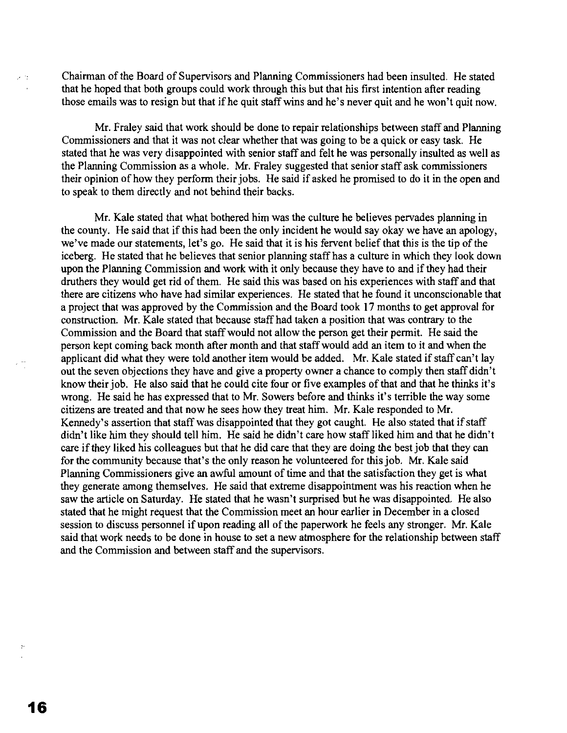Chairman of the Board of Supervisors and Planning Commissioners had been insulted. He stated that he hoped that both groups could work through this but that his first intention after reading those emails was to resign but that if he quit staff wins and he's never quit and he won't quit now.

Mr. Fraley said that work should be done to repair relationships between staff and Planning Commissioners and that it was not clear whether that was going to be a quick or easy task. He stated that he was very disappointed with senior staff and felt he was personally insulted as well as the Planning Commission as a whole. Mr. Fraley suggested that senior staff ask commissioners their opinion of how they perform their jobs. He said if asked he promised to do it in the open and to speak to them directly and not behind their backs.

Mr. Kale stated that what bothered him was the culture he believes pervades planning in the county. He said that if this had been the only incident he would say okay we have an apology, we've made our statements, let's go. He said that it is his fervent belief that this is the tip of the iceberg. He stated that he believes that senior planning staff has a culture in which they look down upon the Planning Commission and work with it only because they have to and if they had their druthers they would get rid of them. He said this was based on his experiences with staff and that there are citizens who have had similar experiences. He stated that he found it unconscionable that a project that was approved by the Commission and the Board took 17 months to get approval for construction. Mr. Kale stated that because staff had taken a position that was contrary to the Commission and the Board that staff would not allow the person get their permit. He said the person kept coming back month after month and that staff would add an item to it and when the applicant did what they were told another item would be added. Mr. Kale stated if staff can't lay out the seven objections they have and give a property owner a chance to comply then staff didn't know their job. He also said that he could cite four or five examples of that and that he thinks it's wrong. He said he has expressed that to Mr. Sowers before and thinks it's terrible the way some citizens are treated and that now he sees how they treat him. Mr. Kale responded to Mr. Kennedy's assertion that staff was disappointed that they got caught. He also stated that if staff didn't like him they should tell him. He said he didn't care how staff liked him and that he didn't care if they liked his colleagues but that he did care that they are doing the best job that they can for the community because that's the only reason he volunteered for this job. Mr. Kale said Planning Commissioners give an awful amount of time and that the satisfaction they get is what they generate among themselves. He said that extreme disappointment was his reaction when he saw the article on Saturday. He stated that he wasn't surprised but he was disappointed. He also stated that he might request that the Commission meet an hour earlier in December in a closed session to discuss personnel if upon reading all of the paperwork he feels any stronger. Mr. Kale said that work needs to be done in house to set a new atmosphere for the relationship between staff and the Commission and between staff and the supervisors.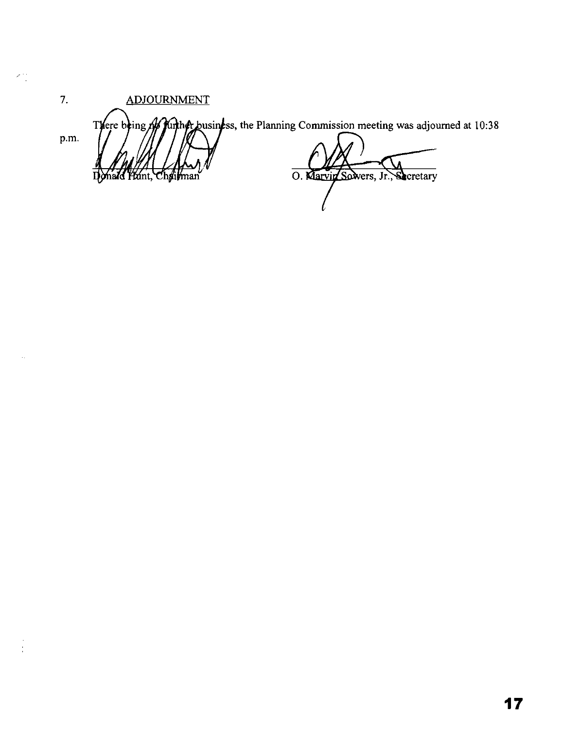7. ADJOURNMENT

There being no further business, the Planning Commission meeting was adjourned at 10:38 p.m.

Donald Hunt, Chairman

O. Marvin Sowers, Jr., Secretary